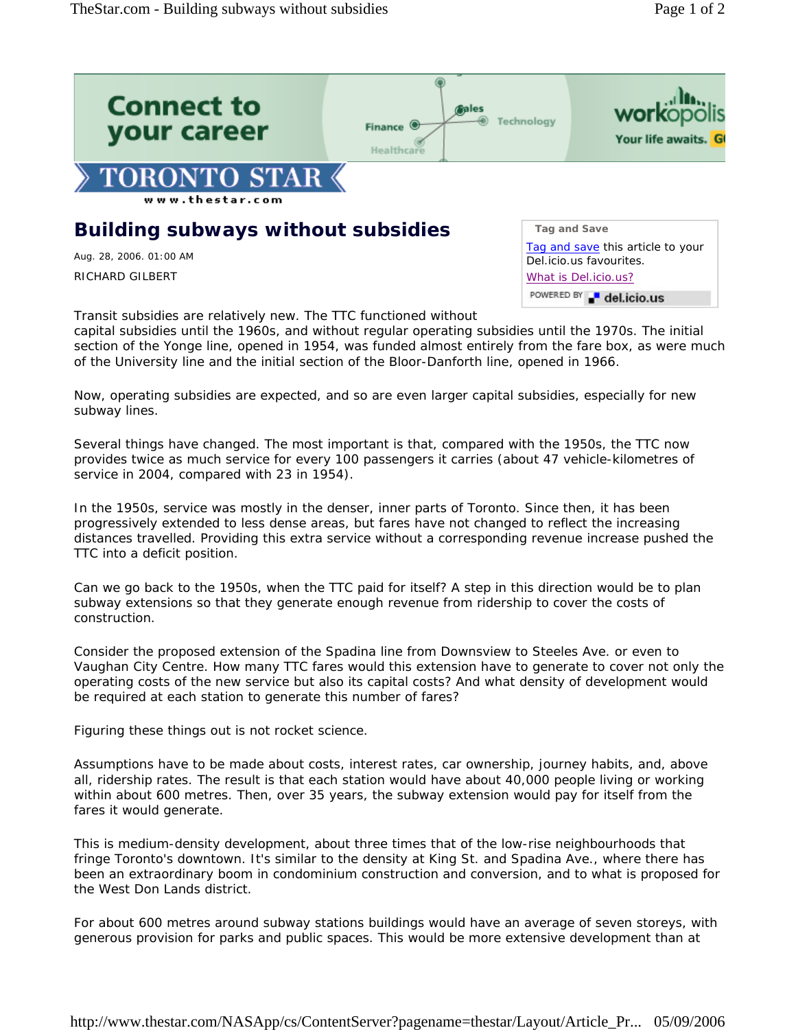# Building subways without subsidies

Aug. 28, 2006. 01:00 AM

RICHARD GILBERT

Transit subsidies are relatively new. The TTC functioned without capital subsidies until the 1960s, and without regular operating subsidies until the 1970s. The initial section of the Yonge line, opened in 1954, was funded almost entirely from the fare box, as were much of the University line and the initial section of the Bloor-Danforth line, opened in 1966.

Now, operating subsidies are expected, and so are even larger capital subsidies, especially for new subway lines.

Several things have changed. The most important is that, compared with the 1950s, the TTC now provides twice as much service for every 100 passengers it carries (about 47 vehicle-kilometres of service in 2004, compared with 23 in 1954).

In the 1950s, service was mostly in the denser, inner parts of Toronto. Since then, it has been progressively extended to less dense areas, but fares have not changed to reflect the increasing distances travelled. Providing this extra service without a corresponding revenue increase pushed the TTC into a deficit position.

Can we go back to the 1950s, when the TTC paid for itself? A step in this direction would be to plan subway extensions so that they generate enough revenue from ridership to cover the costs of construction.

Consider the proposed extension of the Spadina line from Downsview to Steeles Ave. or even to Vaughan City Centre. How many TTC fares would this extension have to generate to cover not only the operating costs of the new service but also its capital costs? And what density of development would be required at each station to generate this number of fares?

Figuring these things out is not rocket science.

Assumptions have to be made about costs, interest rates, car ownership, journey habits, and, above all, ridership rates. The result is that each station would have about 40,000 people living or working within about 600 metres. Then, over 35 years, the subway extension would pay for itself from the fares it would generate.

This is medium-density development, about three times that of the low-rise neighbourhoods that fringe Toronto's downtown. It's similar to the density at King St. and Spadina Ave., where there has been an extraordinary boom in condominium construction and conversion, and to what is proposed for the West Don Lands district.

For about 600 metres around subway stations buildings would have an average of seven storeys, with generous provision for parks and public spaces. This would be more extensive development than at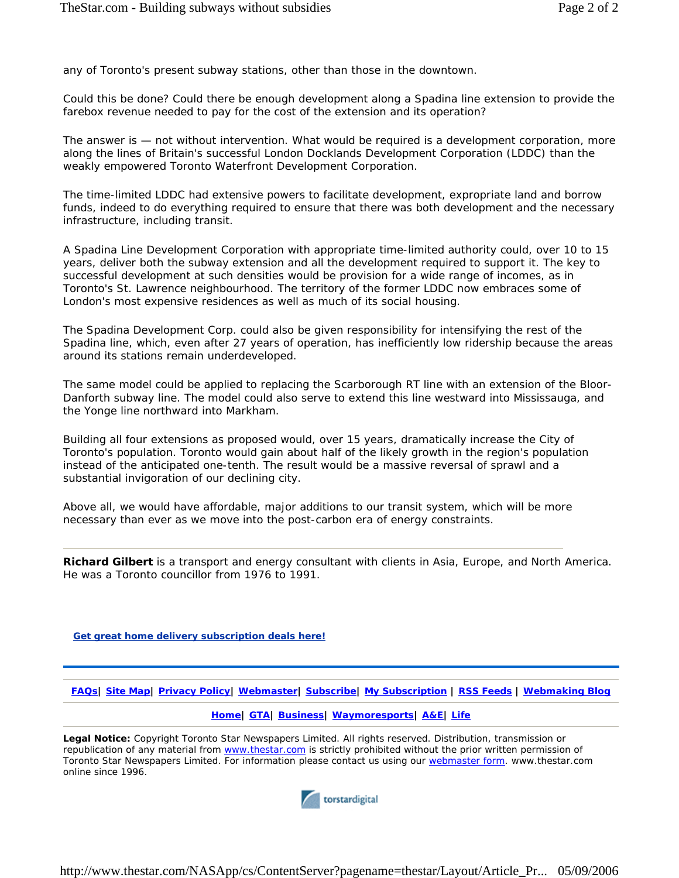any of Toronto's present subway stations, other than those in the downtown.

Could this be done? Could there be enough development along a Spadina line extension to provide the farebox revenue needed to pay for the cost of the extension and its operation?

The answer is — not without intervention. What would be required is a development corporation, more along the lines of Britain's successful London Docklands Development Corporation (LDDC) than the weakly empowered Toronto Waterfront Development Corporation.

The time-limited LDDC had extensive powers to facilitate development, expropriate land and borrow funds, indeed to do everything required to ensure that there was both development and the necessary infrastructure, including transit.

A Spadina Line Development Corporation with appropriate time-limited authority could, over 10 to 15 years, deliver both the subway extension and all the development required to support it. The key to successful development at such densities would be provision for a wide range of incomes, as in Toronto's St. Lawrence neighbourhood. The territory of the former LDDC now embraces some of London's most expensive residences as well as much of its social housing.

The Spadina Development Corp. could also be given responsibility for intensifying the rest of the Spadina line, which, even after 27 years of operation, has inefficiently low ridership because the areas around its stations remain underdeveloped.

The same model could be applied to replacing the Scarborough RT line with an extension of the Bloor-Danforth subway line. The model could also serve to extend this line westward into Mississauga, and the Yonge line northward into Markham.

Building all four extensions as proposed would, over 15 years, dramatically increase the City of Toronto's population. Toronto would gain about half of the likely growth in the region's population instead of the anticipated one-tenth. The result would be a massive reversal of sprawl and a substantial invigoration of our declining city.

Above all, we would have affordable, major additions to our transit system, which will be more necessary than ever as we move into the post-carbon era of energy constraints.

---

**Richard Gilbert** is a transport and energy consultant with clients in Asia, Europe, and North America. He was a Toronto councillor from 1976 to 1991.

**Get great home delivery subscription deals here!**

**FAQs** | **Site Map** | **Privacy Policy** | **Webmaster** | **Subscribe** | **My Subscription** | **RSS Feeds** | **Webmaking Blog**

**Home** | **GTA** | **Business** | **Waymoresports** | **A&E** | **Life**

**Legal Notice:** Copyright Toronto Star Newspapers Limited. All rights reserved. Distribution, transmission or republication of any material from www.thestar.com is strictly prohibited without the prior written permission of Toronto Star Newspapers Limited. For information please contact us using our webmaster form. www.thestar.com online since 1996.

torstardigital